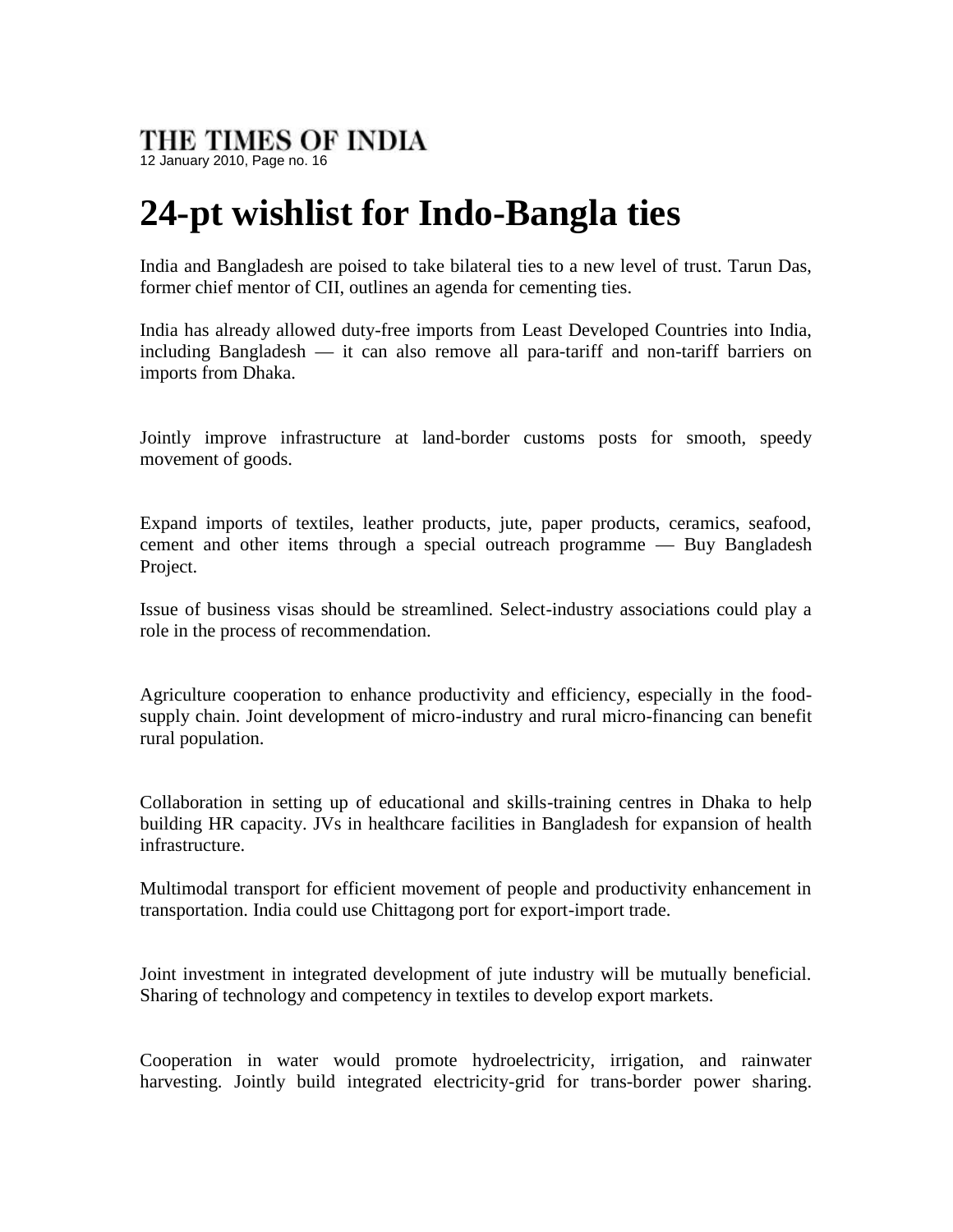THE TIMES OF INDIA
12 January 2010, Page no. 16

# 24-pt wishlist for Indo-Bangla ties

India and Bangladesh are poised to take bilateral ties to a new level of trust. Tarun Das, former chief mentor of CII, outlines an agenda for cementing ties.

India has already allowed duty-free imports from Least Developed Countries into India, including Bangladesh — it can also remove all para-tariff and non-tariff barriers on imports from Dhaka.

Jointly improve infrastructure at land-border customs posts for smooth, speedy movement of goods.

Expand imports of textiles, leather products, jute, paper products, ceramics, seafood, cement and other items through a special outreach programme — Buy Bangladesh Project.

Issue of business visas should be streamlined. Select-industry associations could play a role in the process of recommendation.

Agriculture cooperation to enhance productivity and efficiency, especially in the food-supply chain. Joint development of micro-industry and rural micro-financing can benefit rural population.

Collaboration in setting up of educational and skills-training centres in Dhaka to help building HR capacity. JVs in healthcare facilities in Bangladesh for expansion of health infrastructure.

Multimodal transport for efficient movement of people and productivity enhancement in transportation. India could use Chittagong port for export-import trade.

Joint investment in integrated development of jute industry will be mutually beneficial. Sharing of technology and competency in textiles to develop export markets.

Cooperation in water would promote hydroelectricity, irrigation, and rainwater harvesting. Jointly build integrated electricity-grid for trans-border power sharing.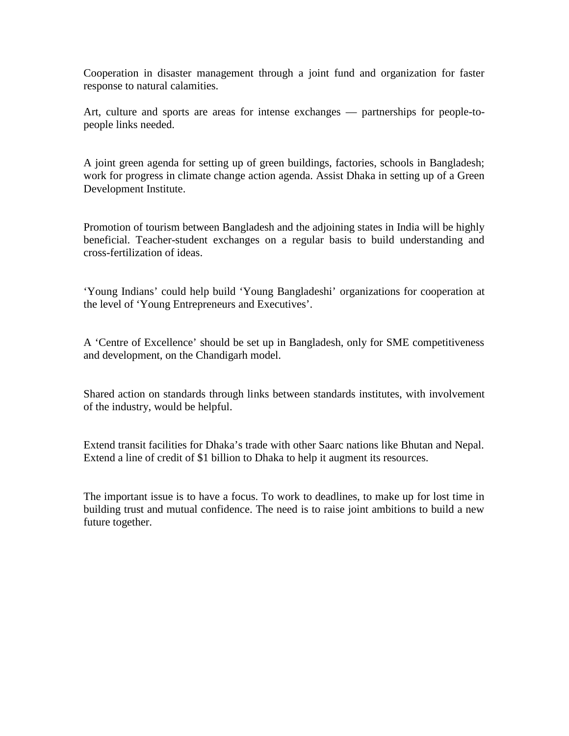Cooperation in disaster management through a joint fund and organization for faster response to natural calamities.

Art, culture and sports are areas for intense exchanges — partnerships for people-to-people links needed.

A joint green agenda for setting up of green buildings, factories, schools in Bangladesh; work for progress in climate change action agenda. Assist Dhaka in setting up of a Green Development Institute.

Promotion of tourism between Bangladesh and the adjoining states in India will be highly beneficial. Teacher-student exchanges on a regular basis to build understanding and cross-fertilization of ideas.

'Young Indians' could help build 'Young Bangladeshi' organizations for cooperation at the level of 'Young Entrepreneurs and Executives'.

A 'Centre of Excellence' should be set up in Bangladesh, only for SME competitiveness and development, on the Chandigarh model.

Shared action on standards through links between standards institutes, with involvement of the industry, would be helpful.

Extend transit facilities for Dhaka's trade with other Saarc nations like Bhutan and Nepal. Extend a line of credit of $1 billion to Dhaka to help it augment its resources.

The important issue is to have a focus. To work to deadlines, to make up for lost time in building trust and mutual confidence. The need is to raise joint ambitions to build a new future together.